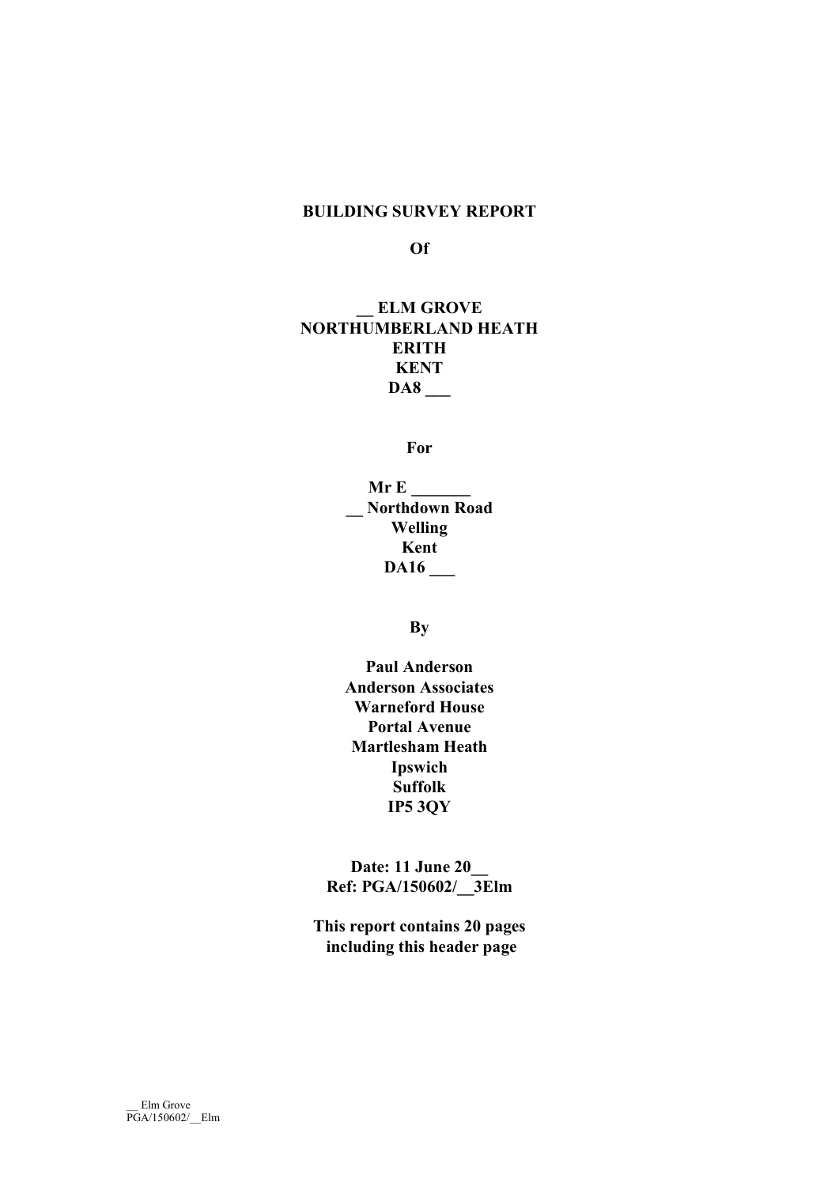**BUILDING SURVEY REPORT**

**Of**

**__ ELM GROVE**
**NORTHUMBERLAND HEATH**
**ERITH**
**KENT**
**DA8 ___**

**For**

**Mr E _______**
**__ Northdown Road**
**Welling**
**Kent**
**DA16 ___**

**By**

**Paul Anderson**
**Anderson Associates**
**Warneford House**
**Portal Avenue**
**Martlesham Heath**
**Ipswich**
**Suffolk**
**IP5 3QY**

**Date: 11 June 20__**
**Ref: PGA/150602/__3Elm**

**This report contains 20 pages including this header page**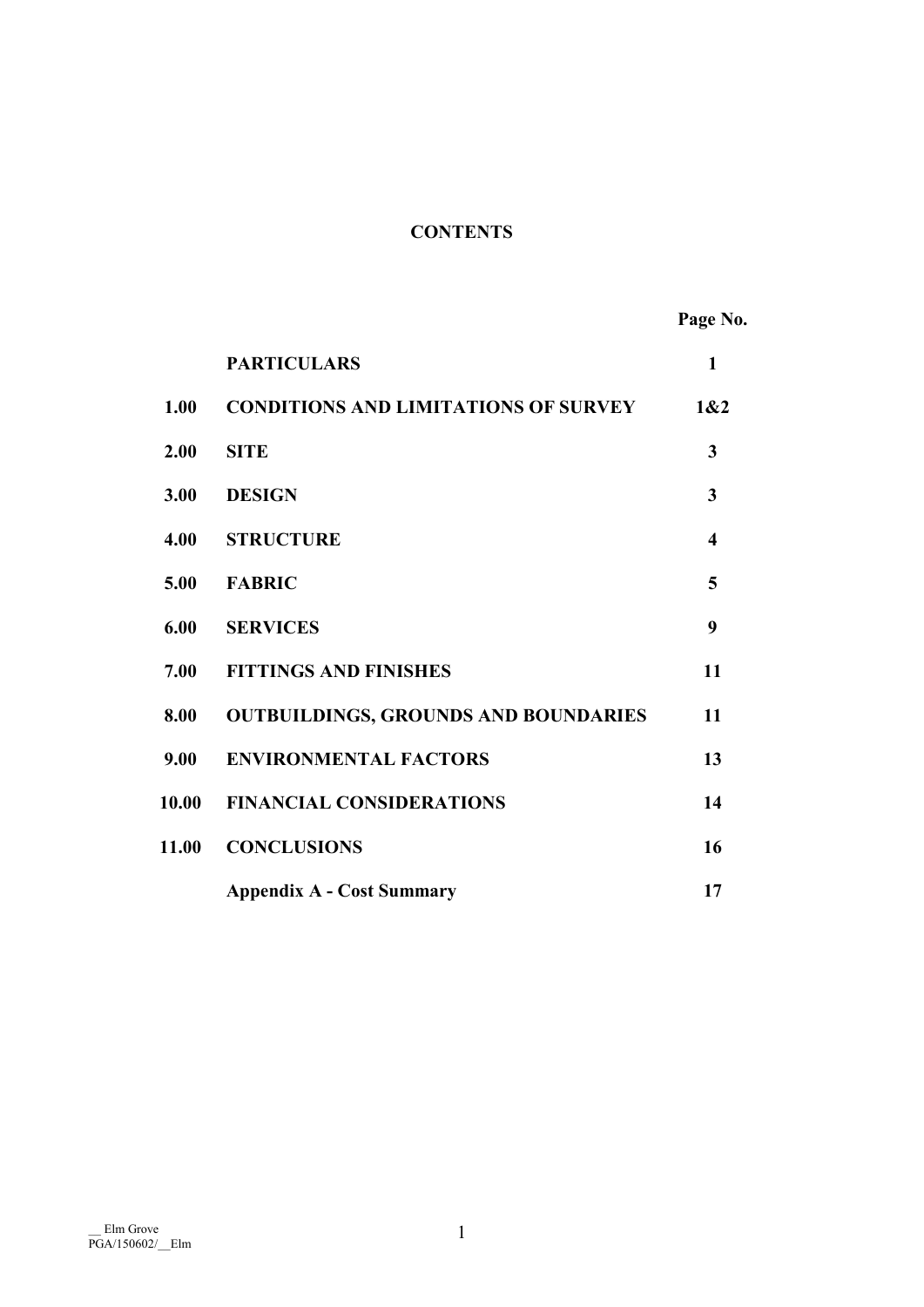# CONTENTS

| | | Page No. |
|---|---|---|
| | **PARTICULARS** | **1** |
| **1.00** | **CONDITIONS AND LIMITATIONS OF SURVEY** | **1&2** |
| **2.00** | **SITE** | **3** |
| **3.00** | **DESIGN** | **3** |
| **4.00** | **STRUCTURE** | **4** |
| **5.00** | **FABRIC** | **5** |
| **6.00** | **SERVICES** | **9** |
| **7.00** | **FITTINGS AND FINISHES** | **11** |
| **8.00** | **OUTBUILDINGS, GROUNDS AND BOUNDARIES** | **11** |
| **9.00** | **ENVIRONMENTAL FACTORS** | **13** |
| **10.00** | **FINANCIAL CONSIDERATIONS** | **14** |
| **11.00** | **CONCLUSIONS** | **16** |
| | **Appendix A - Cost Summary** | **17** |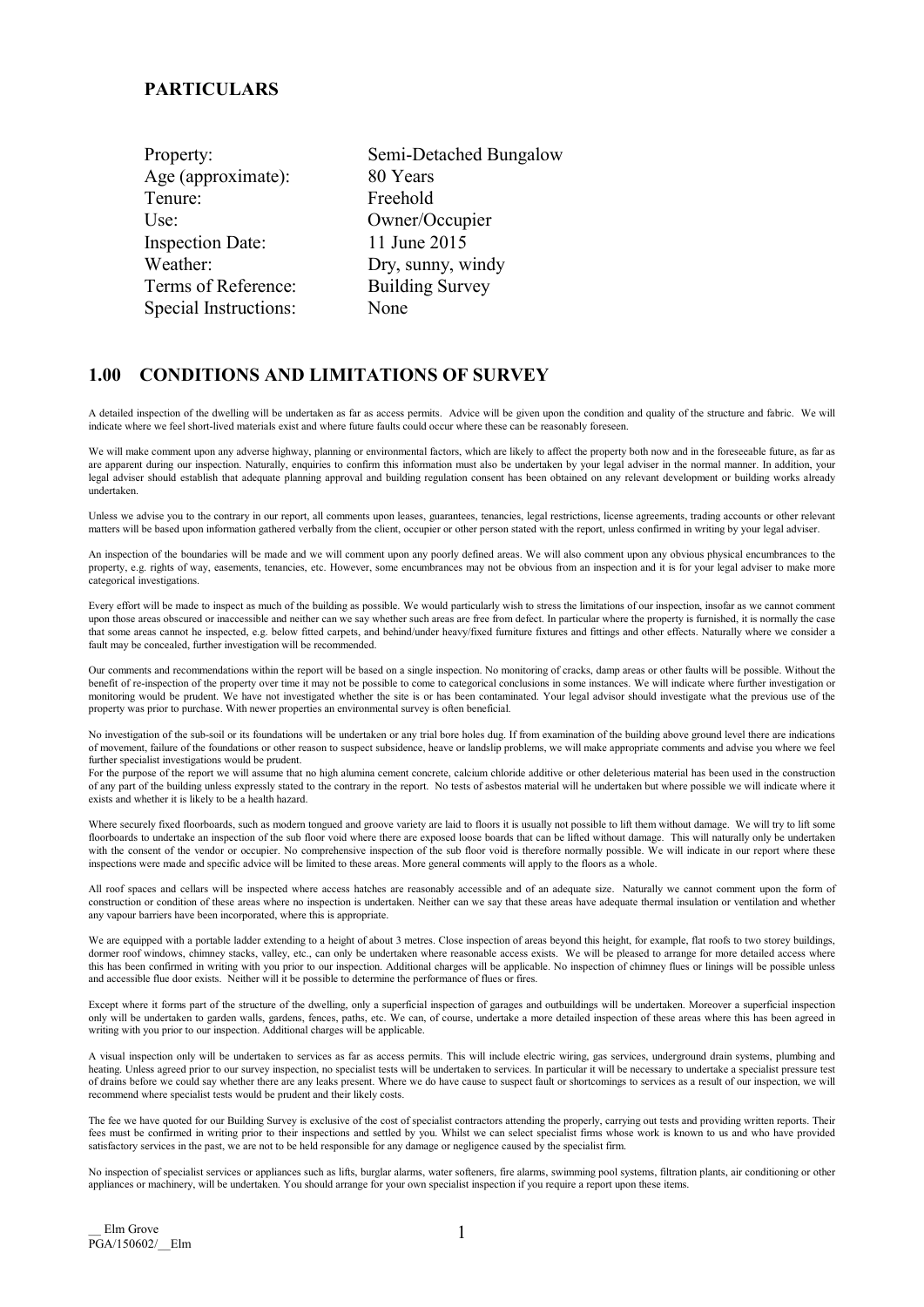## PARTICULARS

| | |
|---|---|
| Property: | Semi-Detached Bungalow |
| Age (approximate): | 80 Years |
| Tenure: | Freehold |
| Use: | Owner/Occupier |
| Inspection Date: | 11 June 2015 |
| Weather: | Dry, sunny, windy |
| Terms of Reference: | Building Survey |
| Special Instructions: | None |

## 1.00 CONDITIONS AND LIMITATIONS OF SURVEY

A detailed inspection of the dwelling will be undertaken as far as access permits. Advice will be given upon the condition and quality of the structure and fabric. We will indicate where we feel short-lived materials exist and where future faults could occur where these can be reasonably foreseen.

We will make comment upon any adverse highway, planning or environmental factors, which are likely to affect the property both now and in the foreseeable future, as far as are apparent during our inspection. Naturally, enquiries to confirm this information must also be undertaken by your legal adviser in the normal manner. In addition, your legal adviser should establish that adequate planning approval and building regulation consent has been obtained on any relevant development or building works already undertaken.

Unless we advise you to the contrary in our report, all comments upon leases, guarantees, tenancies, legal restrictions, license agreements, trading accounts or other relevant matters will be based upon information gathered verbally from the client, occupier or other person stated with the report, unless confirmed in writing by your legal adviser.

An inspection of the boundaries will be made and we will comment upon any poorly defined areas. We will also comment upon any obvious physical encumbrances to the property, e.g. rights of way, easements, tenancies, etc. However, some encumbrances may not be obvious from an inspection and it is for your legal adviser to make more categorical investigations.

Every effort will be made to inspect as much of the building as possible. We would particularly wish to stress the limitations of our inspection, insofar as we cannot comment upon those areas obscured or inaccessible and neither can we say whether such areas are free from defect. In particular where the property is furnished, it is normally the case that some areas cannot he inspected, e.g. below fitted carpets, and behind/under heavy/fixed furniture fixtures and fittings and other effects. Naturally where we consider a fault may be concealed, further investigation will be recommended.

Our comments and recommendations within the report will be based on a single inspection. No monitoring of cracks, damp areas or other faults will be possible. Without the benefit of re-inspection of the property over time it may not be possible to come to categorical conclusions in some instances. We will indicate where further investigation or monitoring would be prudent. We have not investigated whether the site is or has been contaminated. Your legal advisor should investigate what the previous use of the property was prior to purchase. With newer properties an environmental survey is often beneficial.

No investigation of the sub-soil or its foundations will be undertaken or any trial bore holes dug. If from examination of the building above ground level there are indications of movement, failure of the foundations or other reason to suspect subsidence, heave or landslip problems, we will make appropriate comments and advise you where we feel further specialist investigations would be prudent.
For the purpose of the report we will assume that no high alumina cement concrete, calcium chloride additive or other deleterious material has been used in the construction of any part of the building unless expressly stated to the contrary in the report. No tests of asbestos material will he undertaken but where possible we will indicate where it exists and whether it is likely to be a health hazard.

Where securely fixed floorboards, such as modern tongued and groove variety are laid to floors it is usually not possible to lift them without damage. We will try to lift some floorboards to undertake an inspection of the sub floor void where there are exposed loose boards that can be lifted without damage. This will naturally only be undertaken with the consent of the vendor or occupier. No comprehensive inspection of the sub floor void is therefore normally possible. We will indicate in our report where these inspections were made and specific advice will be limited to these areas. More general comments will apply to the floors as a whole.

All roof spaces and cellars will be inspected where access hatches are reasonably accessible and of an adequate size. Naturally we cannot comment upon the form of construction or condition of these areas where no inspection is undertaken. Neither can we say that these areas have adequate thermal insulation or ventilation and whether any vapour barriers have been incorporated, where this is appropriate.

We are equipped with a portable ladder extending to a height of about 3 metres. Close inspection of areas beyond this height, for example, flat roofs to two storey buildings, dormer roof windows, chimney stacks, valley, etc., can only be undertaken where reasonable access exists. We will be pleased to arrange for more detailed access where this has been confirmed in writing with you prior to our inspection. Additional charges will be applicable. No inspection of chimney flues or linings will be possible unless and accessible flue door exists. Neither will it be possible to determine the performance of flues or fires.

Except where it forms part of the structure of the dwelling, only a superficial inspection of garages and outbuildings will be undertaken. Moreover a superficial inspection only will be undertaken to garden walls, gardens, fences, paths, etc. We can, of course, undertake a more detailed inspection of these areas where this has been agreed in writing with you prior to our inspection. Additional charges will be applicable.

A visual inspection only will be undertaken to services as far as access permits. This will include electric wiring, gas services, underground drain systems, plumbing and heating. Unless agreed prior to our survey inspection, no specialist tests will be undertaken to services. In particular it will be necessary to undertake a specialist pressure test of drains before we could say whether there are any leaks present. Where we do have cause to suspect fault or shortcomings to services as a result of our inspection, we will recommend where specialist tests would be prudent and their likely costs.

The fee we have quoted for our Building Survey is exclusive of the cost of specialist contractors attending the properly, carrying out tests and providing written reports. Their fees must be confirmed in writing prior to their inspections and settled by you. Whilst we can select specialist firms whose work is known to us and who have provided satisfactory services in the past, we are not to be held responsible for any damage or negligence caused by the specialist firm.

No inspection of specialist services or appliances such as lifts, burglar alarms, water softeners, fire alarms, swimming pool systems, filtration plants, air conditioning or other appliances or machinery, will be undertaken. You should arrange for your own specialist inspection if you require a report upon these items.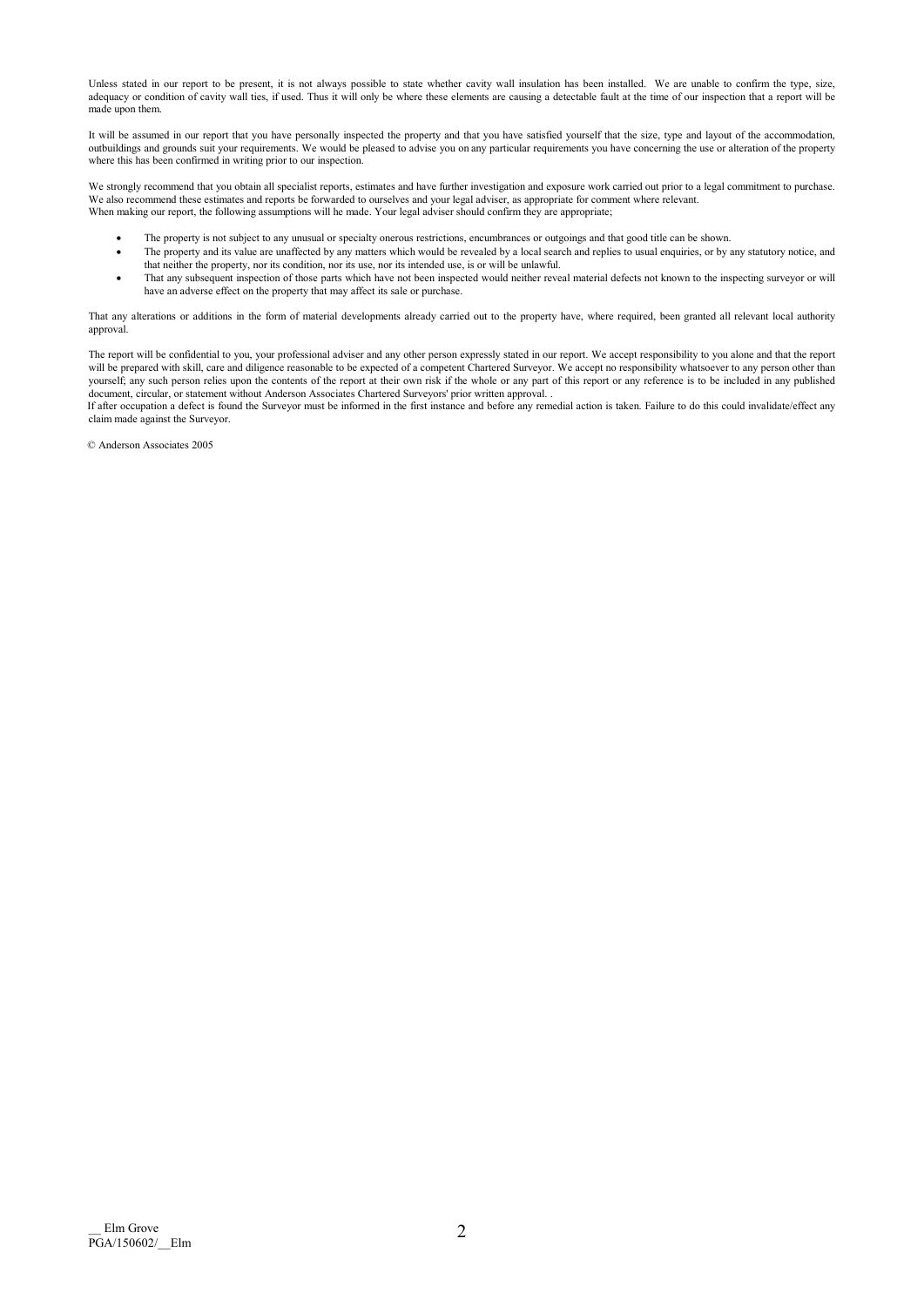Unless stated in our report to be present, it is not always possible to state whether cavity wall insulation has been installed. We are unable to confirm the type, size, adequacy or condition of cavity wall ties, if used. Thus it will only be where these elements are causing a detectable fault at the time of our inspection that a report will be made upon them.

It will be assumed in our report that you have personally inspected the property and that you have satisfied yourself that the size, type and layout of the accommodation, outbuildings and grounds suit your requirements. We would be pleased to advise you on any particular requirements you have concerning the use or alteration of the property where this has been confirmed in writing prior to our inspection.

We strongly recommend that you obtain all specialist reports, estimates and have further investigation and exposure work carried out prior to a legal commitment to purchase. We also recommend these estimates and reports be forwarded to ourselves and your legal adviser, as appropriate for comment where relevant.
When making our report, the following assumptions will he made. Your legal adviser should confirm they are appropriate;

- The property is not subject to any unusual or specialty onerous restrictions, encumbrances or outgoings and that good title can be shown.
- The property and its value are unaffected by any matters which would be revealed by a local search and replies to usual enquiries, or by any statutory notice, and that neither the property, nor its condition, nor its use, nor its intended use, is or will be unlawful.
- That any subsequent inspection of those parts which have not been inspected would neither reveal material defects not known to the inspecting surveyor or will have an adverse effect on the property that may affect its sale or purchase.

That any alterations or additions in the form of material developments already carried out to the property have, where required, been granted all relevant local authority approval.

The report will be confidential to you, your professional adviser and any other person expressly stated in our report. We accept responsibility to you alone and that the report will be prepared with skill, care and diligence reasonable to be expected of a competent Chartered Surveyor. We accept no responsibility whatsoever to any person other than yourself; any such person relies upon the contents of the report at their own risk if the whole or any part of this report or any reference is to be included in any published document, circular, or statement without Anderson Associates Chartered Surveyors' prior written approval. .
If after occupation a defect is found the Surveyor must be informed in the first instance and before any remedial action is taken. Failure to do this could invalidate/effect any claim made against the Surveyor.

© Anderson Associates 2005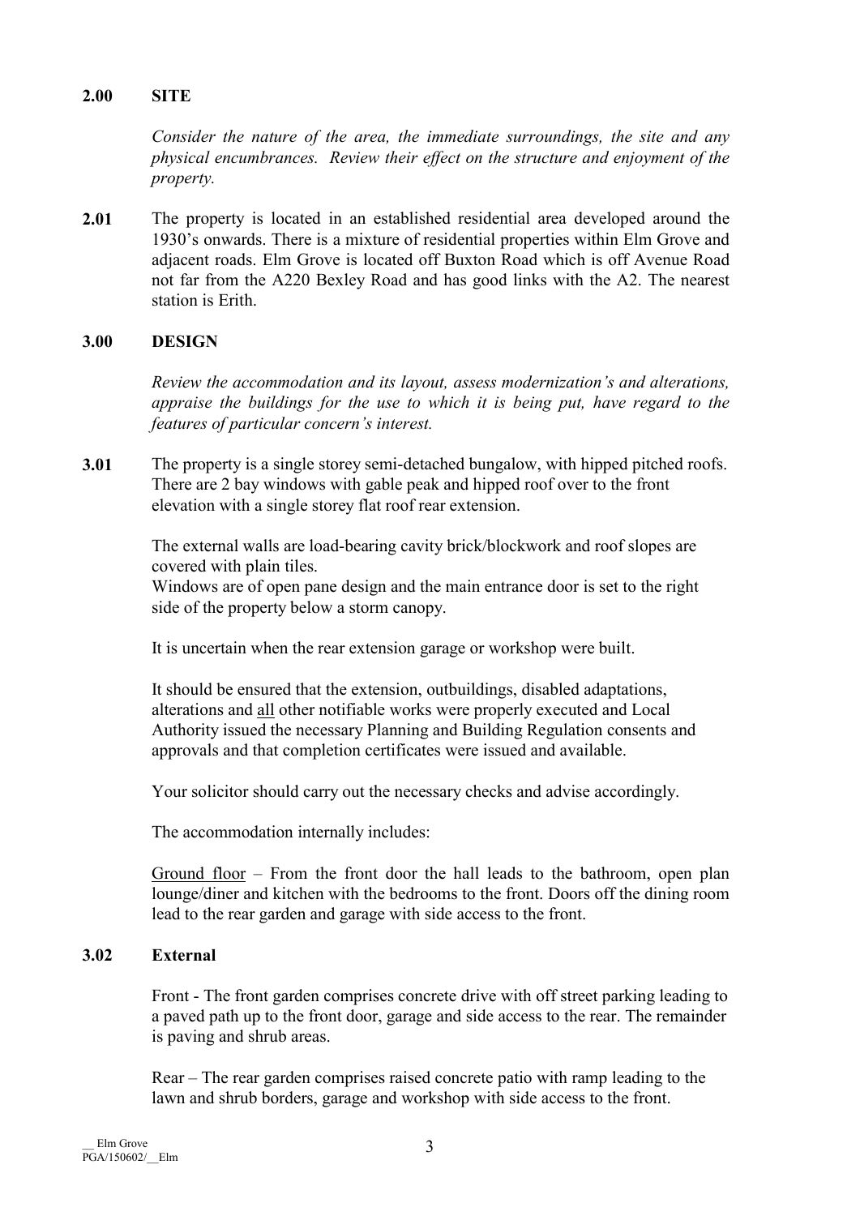## 2.00 SITE

*Consider the nature of the area, the immediate surroundings, the site and any physical encumbrances. Review their effect on the structure and enjoyment of the property.*

**2.01** The property is located in an established residential area developed around the 1930's onwards. There is a mixture of residential properties within Elm Grove and adjacent roads. Elm Grove is located off Buxton Road which is off Avenue Road not far from the A220 Bexley Road and has good links with the A2. The nearest station is Erith.

## 3.00 DESIGN

*Review the accommodation and its layout, assess modernization's and alterations, appraise the buildings for the use to which it is being put, have regard to the features of particular concern's interest.*

**3.01** The property is a single storey semi-detached bungalow, with hipped pitched roofs. There are 2 bay windows with gable peak and hipped roof over to the front elevation with a single storey flat roof rear extension.

The external walls are load-bearing cavity brick/blockwork and roof slopes are covered with plain tiles.
Windows are of open pane design and the main entrance door is set to the right side of the property below a storm canopy.

It is uncertain when the rear extension garage or workshop were built.

It should be ensured that the extension, outbuildings, disabled adaptations, alterations and <u>all</u> other notifiable works were properly executed and Local Authority issued the necessary Planning and Building Regulation consents and approvals and that completion certificates were issued and available.

Your solicitor should carry out the necessary checks and advise accordingly.

The accommodation internally includes:

<u>Ground floor</u> – From the front door the hall leads to the bathroom, open plan lounge/diner and kitchen with the bedrooms to the front. Doors off the dining room lead to the rear garden and garage with side access to the front.

### 3.02 External

Front - The front garden comprises concrete drive with off street parking leading to a paved path up to the front door, garage and side access to the rear. The remainder is paving and shrub areas.

Rear – The rear garden comprises raised concrete patio with ramp leading to the lawn and shrub borders, garage and workshop with side access to the front.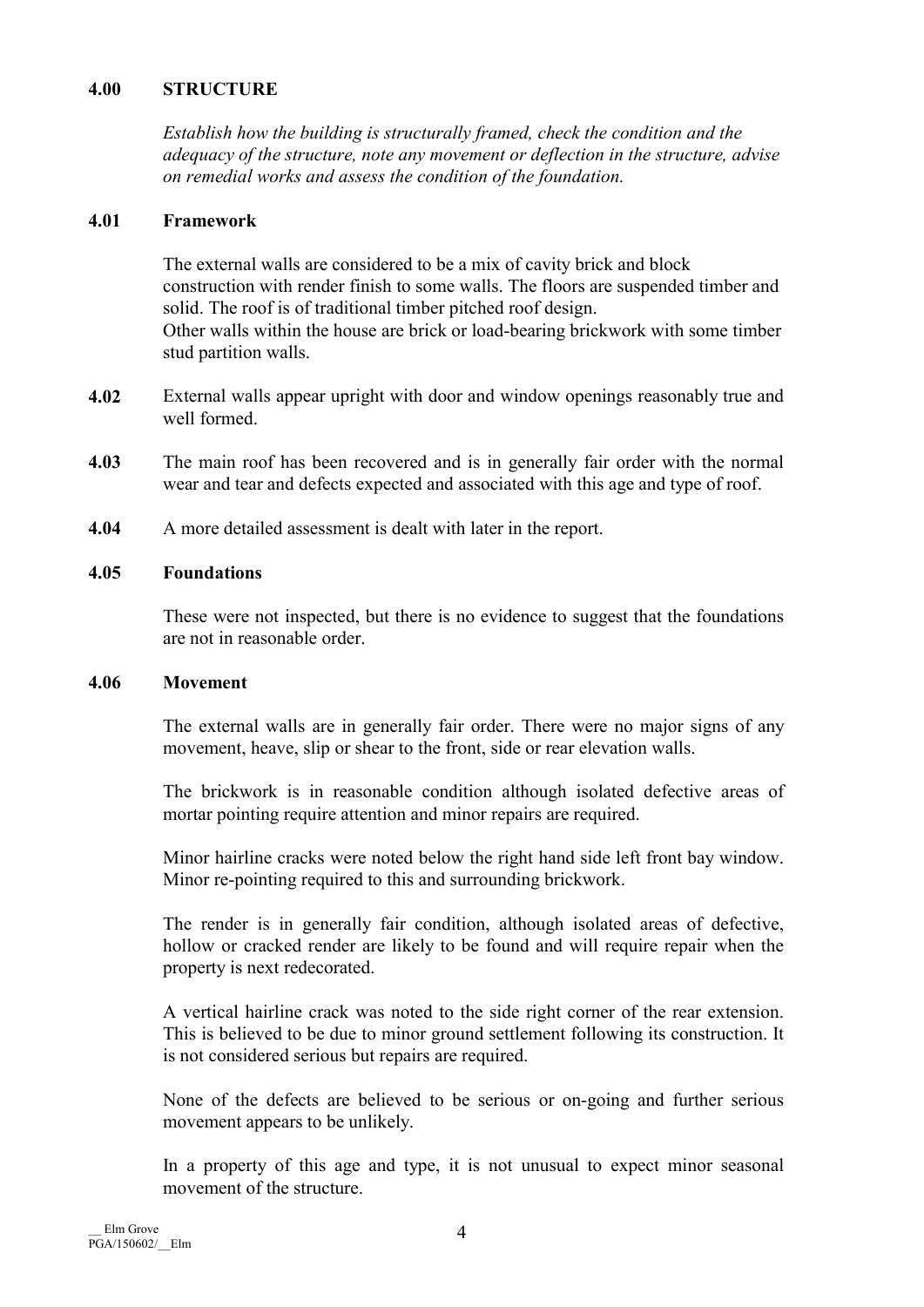## 4.00 STRUCTURE

*Establish how the building is structurally framed, check the condition and the adequacy of the structure, note any movement or deflection in the structure, advise on remedial works and assess the condition of the foundation.*

### 4.01 Framework

The external walls are considered to be a mix of cavity brick and block construction with render finish to some walls. The floors are suspended timber and solid. The roof is of traditional timber pitched roof design.
Other walls within the house are brick or load-bearing brickwork with some timber stud partition walls.

**4.02** External walls appear upright with door and window openings reasonably true and well formed.

**4.03** The main roof has been recovered and is in generally fair order with the normal wear and tear and defects expected and associated with this age and type of roof.

**4.04** A more detailed assessment is dealt with later in the report.

### 4.05 Foundations

These were not inspected, but there is no evidence to suggest that the foundations are not in reasonable order.

### 4.06 Movement

The external walls are in generally fair order. There were no major signs of any movement, heave, slip or shear to the front, side or rear elevation walls.

The brickwork is in reasonable condition although isolated defective areas of mortar pointing require attention and minor repairs are required.

Minor hairline cracks were noted below the right hand side left front bay window. Minor re-pointing required to this and surrounding brickwork.

The render is in generally fair condition, although isolated areas of defective, hollow or cracked render are likely to be found and will require repair when the property is next redecorated.

A vertical hairline crack was noted to the side right corner of the rear extension. This is believed to be due to minor ground settlement following its construction. It is not considered serious but repairs are required.

None of the defects are believed to be serious or on-going and further serious movement appears to be unlikely.

In a property of this age and type, it is not unusual to expect minor seasonal movement of the structure.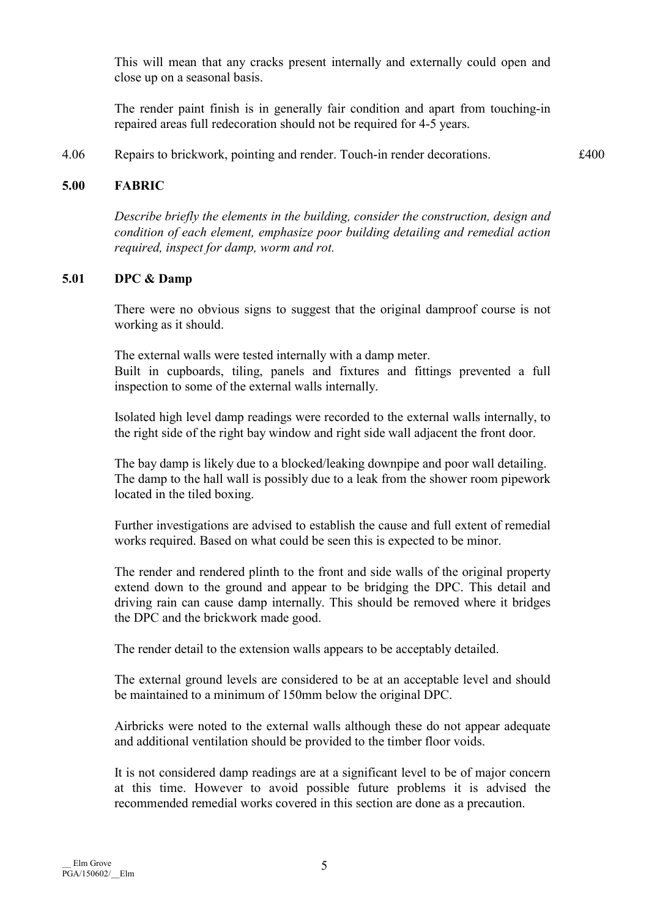This will mean that any cracks present internally and externally could open and close up on a seasonal basis.

The render paint finish is in generally fair condition and apart from touching-in repaired areas full redecoration should not be required for 4-5 years.

4.06 Repairs to brickwork, pointing and render. Touch-in render decorations. £400

## 5.00 FABRIC

*Describe briefly the elements in the building, consider the construction, design and condition of each element, emphasize poor building detailing and remedial action required, inspect for damp, worm and rot.*

### 5.01 DPC & Damp

There were no obvious signs to suggest that the original damproof course is not working as it should.

The external walls were tested internally with a damp meter.
Built in cupboards, tiling, panels and fixtures and fittings prevented a full inspection to some of the external walls internally.

Isolated high level damp readings were recorded to the external walls internally, to the right side of the right bay window and right side wall adjacent the front door.

The bay damp is likely due to a blocked/leaking downpipe and poor wall detailing. The damp to the hall wall is possibly due to a leak from the shower room pipework located in the tiled boxing.

Further investigations are advised to establish the cause and full extent of remedial works required. Based on what could be seen this is expected to be minor.

The render and rendered plinth to the front and side walls of the original property extend down to the ground and appear to be bridging the DPC. This detail and driving rain can cause damp internally. This should be removed where it bridges the DPC and the brickwork made good.

The render detail to the extension walls appears to be acceptably detailed.

The external ground levels are considered to be at an acceptable level and should be maintained to a minimum of 150mm below the original DPC.

Airbricks were noted to the external walls although these do not appear adequate and additional ventilation should be provided to the timber floor voids.

It is not considered damp readings are at a significant level to be of major concern at this time. However to avoid possible future problems it is advised the recommended remedial works covered in this section are done as a precaution.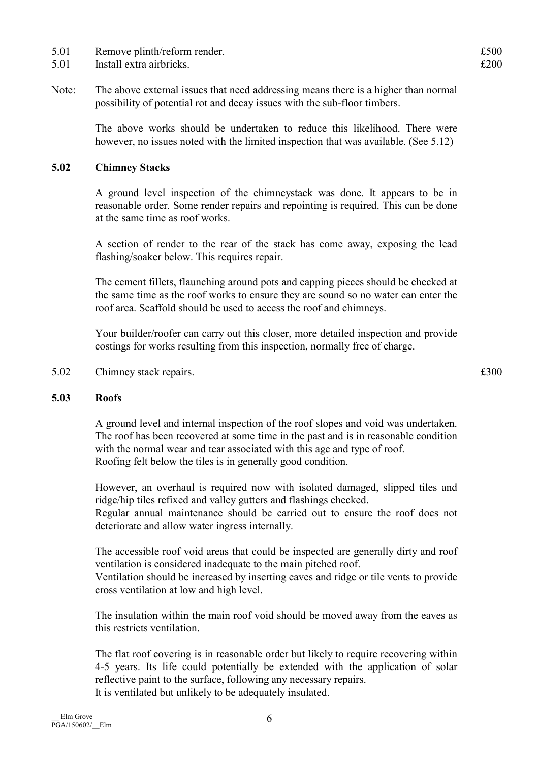| | | |
|---|---|---|
| 5.01 | Remove plinth/reform render. | £500 |
| 5.01 | Install extra airbricks. | £200 |

Note: The above external issues that need addressing means there is a higher than normal possibility of potential rot and decay issues with the sub-floor timbers.

The above works should be undertaken to reduce this likelihood. There were however, no issues noted with the limited inspection that was available. (See 5.12)

## 5.02 Chimney Stacks

A ground level inspection of the chimneystack was done. It appears to be in reasonable order. Some render repairs and repointing is required. This can be done at the same time as roof works.

A section of render to the rear of the stack has come away, exposing the lead flashing/soaker below. This requires repair.

The cement fillets, flaunching around pots and capping pieces should be checked at the same time as the roof works to ensure they are sound so no water can enter the roof area. Scaffold should be used to access the roof and chimneys.

Your builder/roofer can carry out this closer, more detailed inspection and provide costings for works resulting from this inspection, normally free of charge.

| | | |
|---|---|---|
| 5.02 | Chimney stack repairs. | £300 |

## 5.03 Roofs

A ground level and internal inspection of the roof slopes and void was undertaken. The roof has been recovered at some time in the past and is in reasonable condition with the normal wear and tear associated with this age and type of roof.
Roofing felt below the tiles is in generally good condition.

However, an overhaul is required now with isolated damaged, slipped tiles and ridge/hip tiles refixed and valley gutters and flashings checked.
Regular annual maintenance should be carried out to ensure the roof does not deteriorate and allow water ingress internally.

The accessible roof void areas that could be inspected are generally dirty and roof ventilation is considered inadequate to the main pitched roof.
Ventilation should be increased by inserting eaves and ridge or tile vents to provide cross ventilation at low and high level.

The insulation within the main roof void should be moved away from the eaves as this restricts ventilation.

The flat roof covering is in reasonable order but likely to require recovering within 4-5 years. Its life could potentially be extended with the application of solar reflective paint to the surface, following any necessary repairs.
It is ventilated but unlikely to be adequately insulated.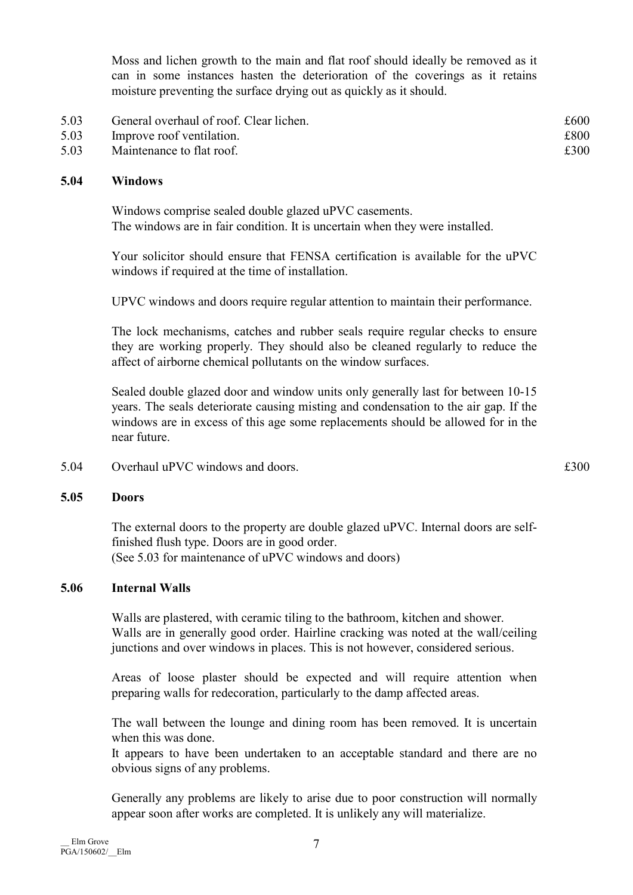Moss and lichen growth to the main and flat roof should ideally be removed as it can in some instances hasten the deterioration of the coverings as it retains moisture preventing the surface drying out as quickly as it should.

| | | |
|---|---|---|
| 5.03 | General overhaul of roof. Clear lichen. | £600 |
| 5.03 | Improve roof ventilation. | £800 |
| 5.03 | Maintenance to flat roof. | £300 |

### 5.04 Windows

Windows comprise sealed double glazed uPVC casements.
The windows are in fair condition. It is uncertain when they were installed.

Your solicitor should ensure that FENSA certification is available for the uPVC windows if required at the time of installation.

UPVC windows and doors require regular attention to maintain their performance.

The lock mechanisms, catches and rubber seals require regular checks to ensure they are working properly. They should also be cleaned regularly to reduce the affect of airborne chemical pollutants on the window surfaces.

Sealed double glazed door and window units only generally last for between 10-15 years. The seals deteriorate causing misting and condensation to the air gap. If the windows are in excess of this age some replacements should be allowed for in the near future.

| | | |
|---|---|---|
| 5.04 | Overhaul uPVC windows and doors. | £300 |

### 5.05 Doors

The external doors to the property are double glazed uPVC. Internal doors are self-finished flush type. Doors are in good order.
(See 5.03 for maintenance of uPVC windows and doors)

### 5.06 Internal Walls

Walls are plastered, with ceramic tiling to the bathroom, kitchen and shower.
Walls are in generally good order. Hairline cracking was noted at the wall/ceiling junctions and over windows in places. This is not however, considered serious.

Areas of loose plaster should be expected and will require attention when preparing walls for redecoration, particularly to the damp affected areas.

The wall between the lounge and dining room has been removed. It is uncertain when this was done.
It appears to have been undertaken to an acceptable standard and there are no obvious signs of any problems.

Generally any problems are likely to arise due to poor construction will normally appear soon after works are completed. It is unlikely any will materialize.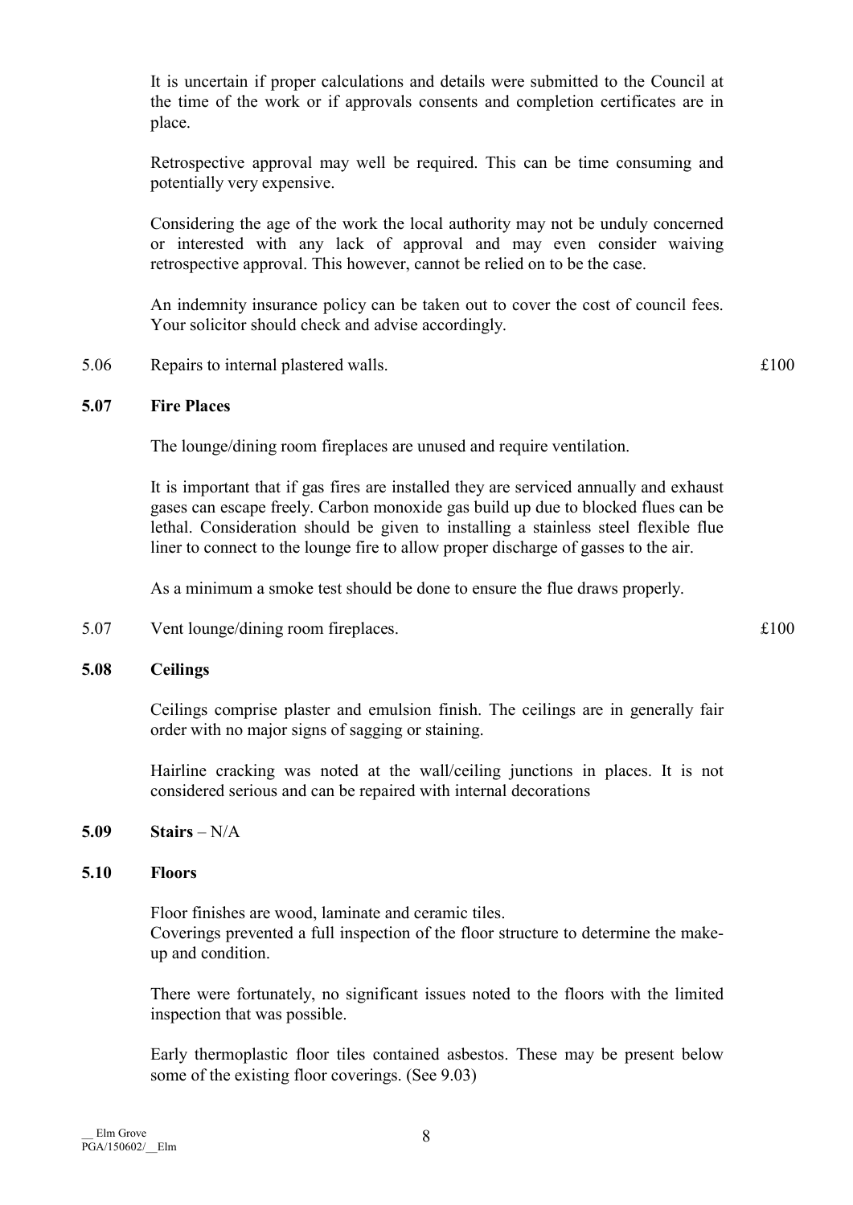It is uncertain if proper calculations and details were submitted to the Council at the time of the work or if approvals consents and completion certificates are in place.

Retrospective approval may well be required. This can be time consuming and potentially very expensive.

Considering the age of the work the local authority may not be unduly concerned or interested with any lack of approval and may even consider waiving retrospective approval. This however, cannot be relied on to be the case.

An indemnity insurance policy can be taken out to cover the cost of council fees. Your solicitor should check and advise accordingly.

5.06 Repairs to internal plastered walls. £100

**5.07 Fire Places**

The lounge/dining room fireplaces are unused and require ventilation.

It is important that if gas fires are installed they are serviced annually and exhaust gases can escape freely. Carbon monoxide gas build up due to blocked flues can be lethal. Consideration should be given to installing a stainless steel flexible flue liner to connect to the lounge fire to allow proper discharge of gasses to the air.

As a minimum a smoke test should be done to ensure the flue draws properly.

5.07 Vent lounge/dining room fireplaces. £100

**5.08 Ceilings**

Ceilings comprise plaster and emulsion finish. The ceilings are in generally fair order with no major signs of sagging or staining.

Hairline cracking was noted at the wall/ceiling junctions in places. It is not considered serious and can be repaired with internal decorations

**5.09 Stairs** – N/A

**5.10 Floors**

Floor finishes are wood, laminate and ceramic tiles.
Coverings prevented a full inspection of the floor structure to determine the make-up and condition.

There were fortunately, no significant issues noted to the floors with the limited inspection that was possible.

Early thermoplastic floor tiles contained asbestos. These may be present below some of the existing floor coverings. (See 9.03)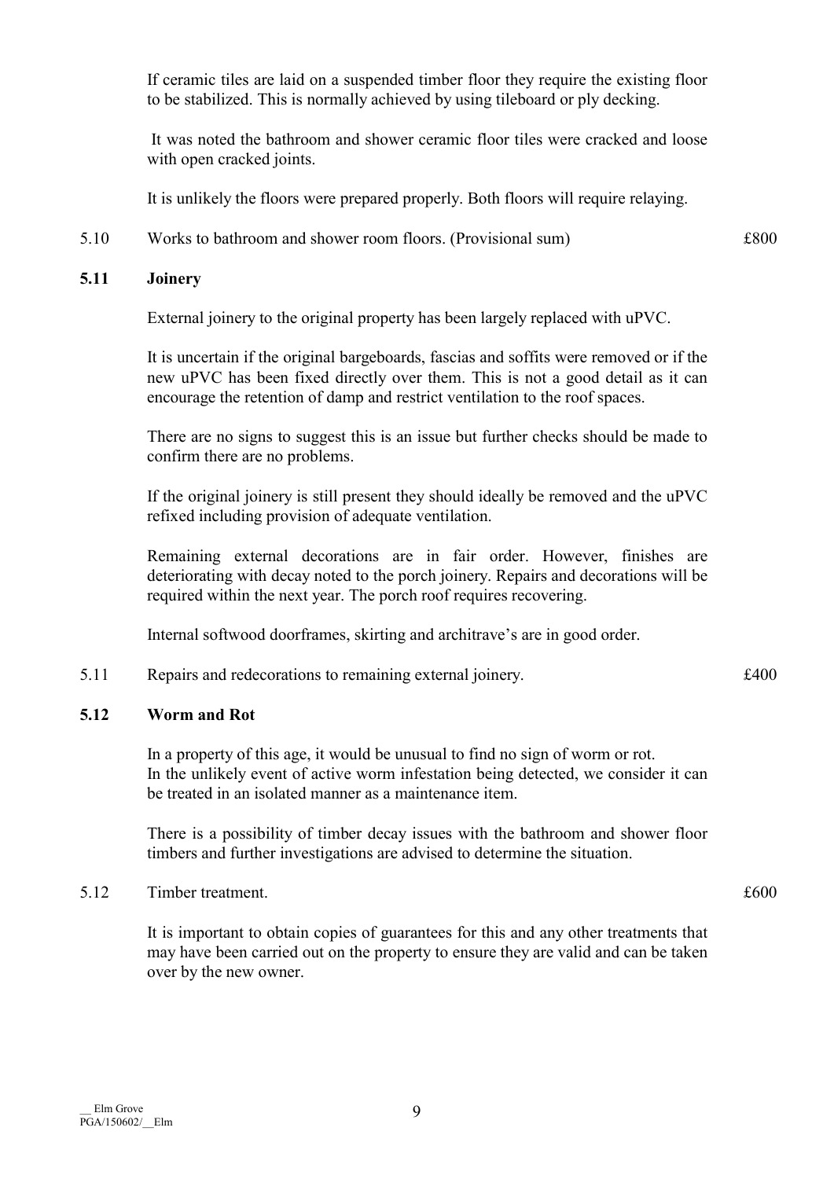If ceramic tiles are laid on a suspended timber floor they require the existing floor to be stabilized. This is normally achieved by using tileboard or ply decking.

It was noted the bathroom and shower ceramic floor tiles were cracked and loose with open cracked joints.

It is unlikely the floors were prepared properly. Both floors will require relaying.

| | | |
|---|---|---|
| 5.10 | Works to bathroom and shower room floors. (Provisional sum) | £800 |

## 5.11 Joinery

External joinery to the original property has been largely replaced with uPVC.

It is uncertain if the original bargeboards, fascias and soffits were removed or if the new uPVC has been fixed directly over them. This is not a good detail as it can encourage the retention of damp and restrict ventilation to the roof spaces.

There are no signs to suggest this is an issue but further checks should be made to confirm there are no problems.

If the original joinery is still present they should ideally be removed and the uPVC refixed including provision of adequate ventilation.

Remaining external decorations are in fair order. However, finishes are deteriorating with decay noted to the porch joinery. Repairs and decorations will be required within the next year. The porch roof requires recovering.

Internal softwood doorframes, skirting and architrave's are in good order.

| | | |
|---|---|---|
| 5.11 | Repairs and redecorations to remaining external joinery. | £400 |

## 5.12 Worm and Rot

In a property of this age, it would be unusual to find no sign of worm or rot.
In the unlikely event of active worm infestation being detected, we consider it can be treated in an isolated manner as a maintenance item.

There is a possibility of timber decay issues with the bathroom and shower floor timbers and further investigations are advised to determine the situation.

| | | |
|---|---|---|
| 5.12 | Timber treatment. | £600 |

It is important to obtain copies of guarantees for this and any other treatments that may have been carried out on the property to ensure they are valid and can be taken over by the new owner.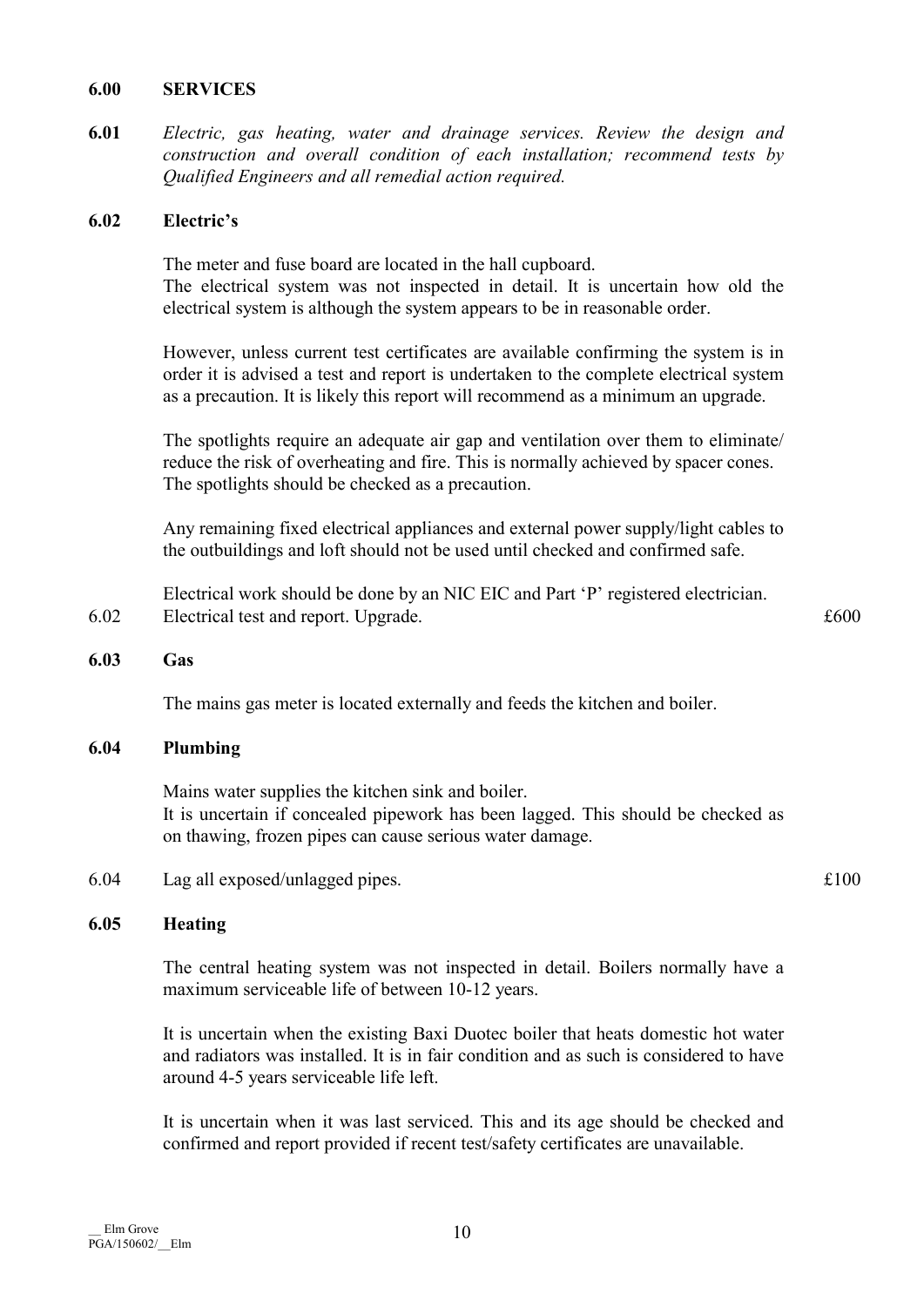## 6.00 SERVICES

**6.01** *Electric, gas heating, water and drainage services. Review the design and construction and overall condition of each installation; recommend tests by Qualified Engineers and all remedial action required.*

### 6.02 Electric's

The meter and fuse board are located in the hall cupboard.
The electrical system was not inspected in detail. It is uncertain how old the electrical system is although the system appears to be in reasonable order.

However, unless current test certificates are available confirming the system is in order it is advised a test and report is undertaken to the complete electrical system as a precaution. It is likely this report will recommend as a minimum an upgrade.

The spotlights require an adequate air gap and ventilation over them to eliminate/ reduce the risk of overheating and fire. This is normally achieved by spacer cones. The spotlights should be checked as a precaution.

Any remaining fixed electrical appliances and external power supply/light cables to the outbuildings and loft should not be used until checked and confirmed safe.

Electrical work should be done by an NIC EIC and Part 'P' registered electrician.

| | | |
|---|---|---|
| 6.02 | Electrical test and report. Upgrade. | £600 |

### 6.03 Gas

The mains gas meter is located externally and feeds the kitchen and boiler.

### 6.04 Plumbing

Mains water supplies the kitchen sink and boiler.
It is uncertain if concealed pipework has been lagged. This should be checked as on thawing, frozen pipes can cause serious water damage.

| | | |
|---|---|---|
| 6.04 | Lag all exposed/unlagged pipes. | £100 |

### 6.05 Heating

The central heating system was not inspected in detail. Boilers normally have a maximum serviceable life of between 10-12 years.

It is uncertain when the existing Baxi Duotec boiler that heats domestic hot water and radiators was installed. It is in fair condition and as such is considered to have around 4-5 years serviceable life left.

It is uncertain when it was last serviced. This and its age should be checked and confirmed and report provided if recent test/safety certificates are unavailable.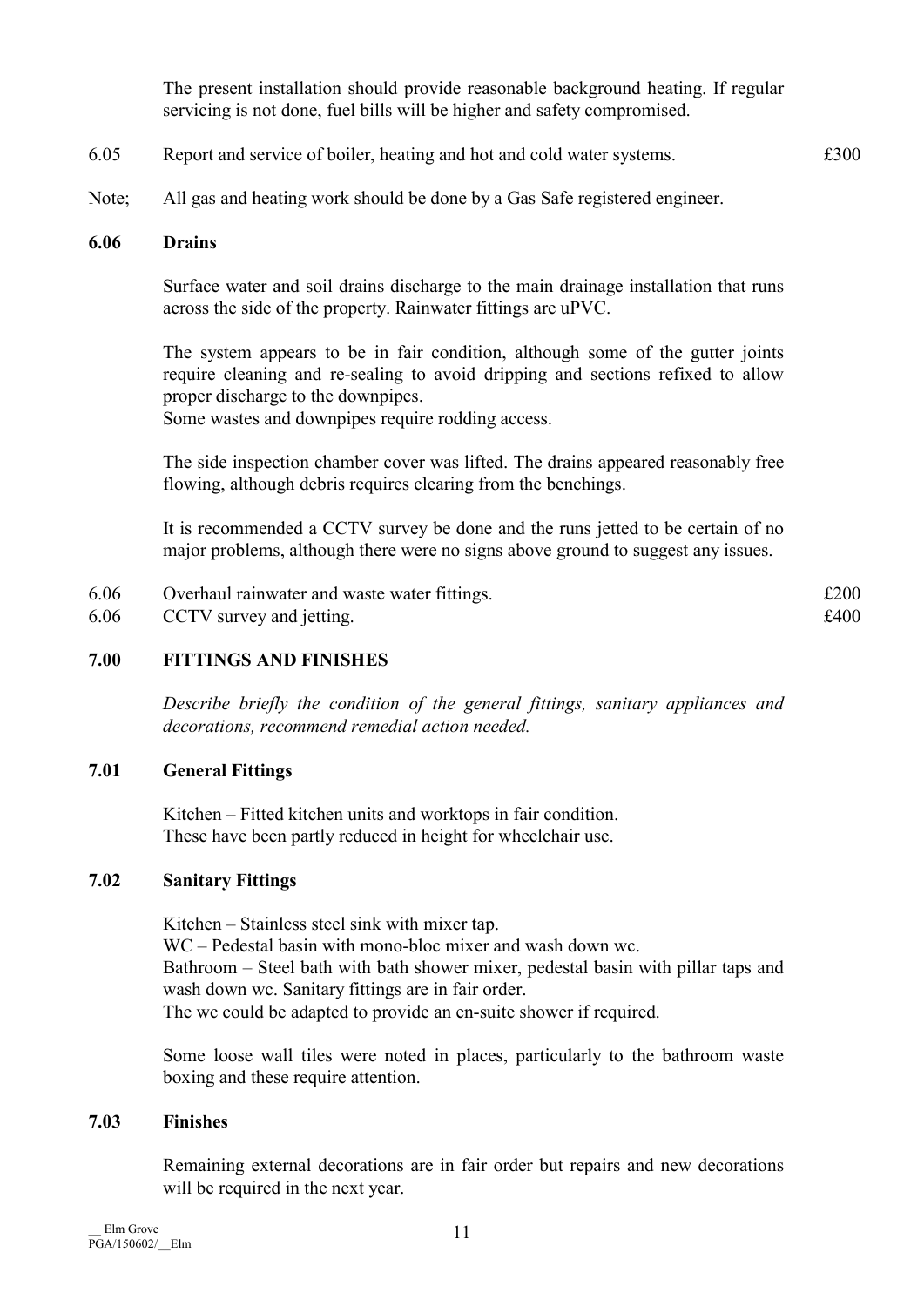The present installation should provide reasonable background heating. If regular servicing is not done, fuel bills will be higher and safety compromised.

| | | |
|---|---|---|
| 6.05 | Report and service of boiler, heating and hot and cold water systems. | £300 |

Note; All gas and heating work should be done by a Gas Safe registered engineer.

### 6.06 Drains

Surface water and soil drains discharge to the main drainage installation that runs across the side of the property. Rainwater fittings are uPVC.

The system appears to be in fair condition, although some of the gutter joints require cleaning and re-sealing to avoid dripping and sections refixed to allow proper discharge to the downpipes.
Some wastes and downpipes require rodding access.

The side inspection chamber cover was lifted. The drains appeared reasonably free flowing, although debris requires clearing from the benchings.

It is recommended a CCTV survey be done and the runs jetted to be certain of no major problems, although there were no signs above ground to suggest any issues.

| | | |
|---|---|---|
| 6.06 | Overhaul rainwater and waste water fittings. | £200 |
| 6.06 | CCTV survey and jetting. | £400 |

## 7.00 FITTINGS AND FINISHES

*Describe briefly the condition of the general fittings, sanitary appliances and decorations, recommend remedial action needed.*

### 7.01 General Fittings

Kitchen – Fitted kitchen units and worktops in fair condition.
These have been partly reduced in height for wheelchair use.

### 7.02 Sanitary Fittings

Kitchen – Stainless steel sink with mixer tap.
WC – Pedestal basin with mono-bloc mixer and wash down wc.
Bathroom – Steel bath with bath shower mixer, pedestal basin with pillar taps and wash down wc. Sanitary fittings are in fair order.
The wc could be adapted to provide an en-suite shower if required.

Some loose wall tiles were noted in places, particularly to the bathroom waste boxing and these require attention.

### 7.03 Finishes

Remaining external decorations are in fair order but repairs and new decorations will be required in the next year.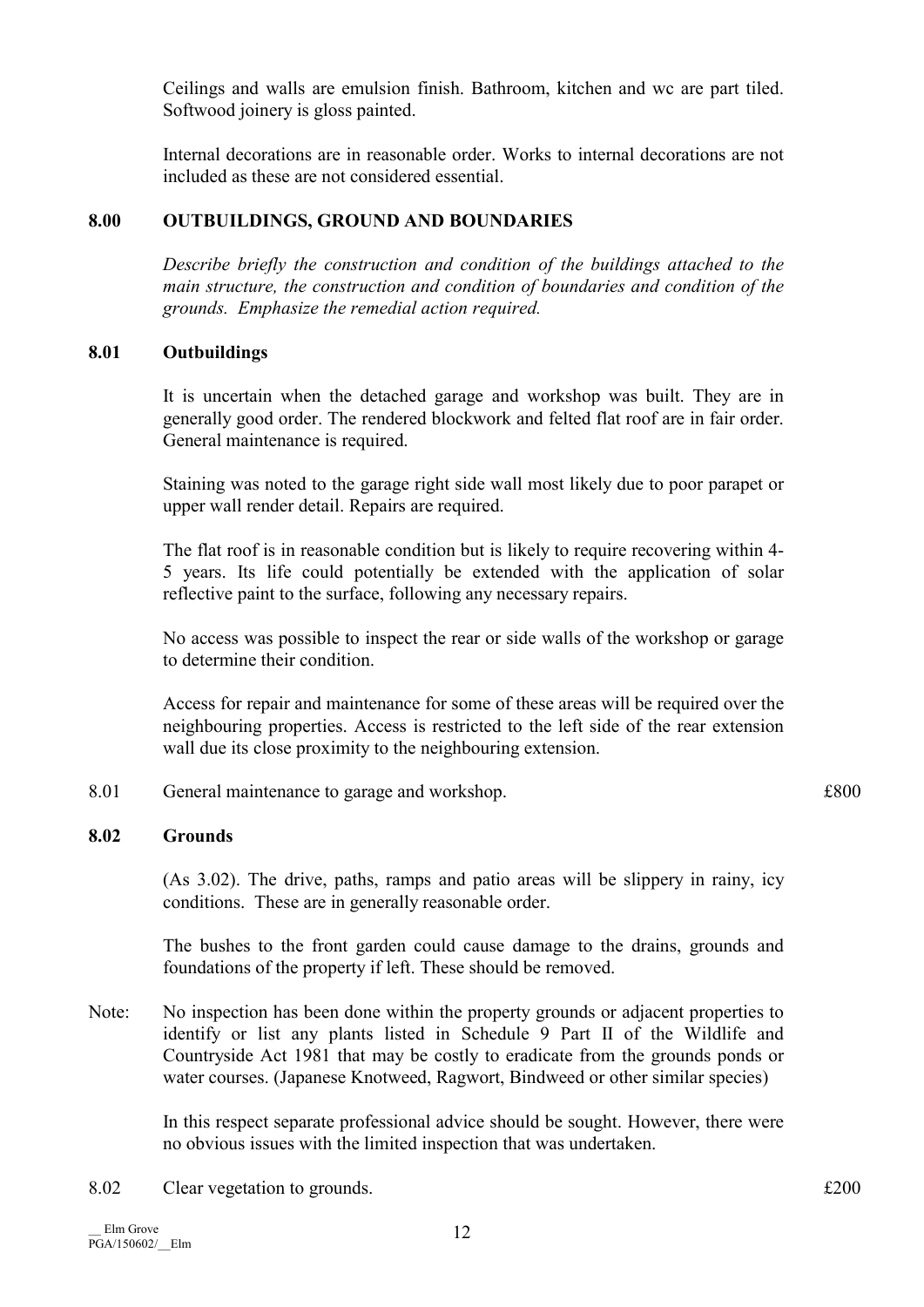Ceilings and walls are emulsion finish. Bathroom, kitchen and wc are part tiled. Softwood joinery is gloss painted.

Internal decorations are in reasonable order. Works to internal decorations are not included as these are not considered essential.

## 8.00 OUTBUILDINGS, GROUND AND BOUNDARIES

*Describe briefly the construction and condition of the buildings attached to the main structure, the construction and condition of boundaries and condition of the grounds. Emphasize the remedial action required.*

### 8.01 Outbuildings

It is uncertain when the detached garage and workshop was built. They are in generally good order. The rendered blockwork and felted flat roof are in fair order. General maintenance is required.

Staining was noted to the garage right side wall most likely due to poor parapet or upper wall render detail. Repairs are required.

The flat roof is in reasonable condition but is likely to require recovering within 4-5 years. Its life could potentially be extended with the application of solar reflective paint to the surface, following any necessary repairs.

No access was possible to inspect the rear or side walls of the workshop or garage to determine their condition.

Access for repair and maintenance for some of these areas will be required over the neighbouring properties. Access is restricted to the left side of the rear extension wall due its close proximity to the neighbouring extension.

| | | |
|---|---|---|
| 8.01 | General maintenance to garage and workshop. | £800 |

### 8.02 Grounds

(As 3.02). The drive, paths, ramps and patio areas will be slippery in rainy, icy conditions. These are in generally reasonable order.

The bushes to the front garden could cause damage to the drains, grounds and foundations of the property if left. These should be removed.

Note: No inspection has been done within the property grounds or adjacent properties to identify or list any plants listed in Schedule 9 Part II of the Wildlife and Countryside Act 1981 that may be costly to eradicate from the grounds ponds or water courses. (Japanese Knotweed, Ragwort, Bindweed or other similar species)

In this respect separate professional advice should be sought. However, there were no obvious issues with the limited inspection that was undertaken.

| | | |
|---|---|---|
| 8.02 | Clear vegetation to grounds. | £200 |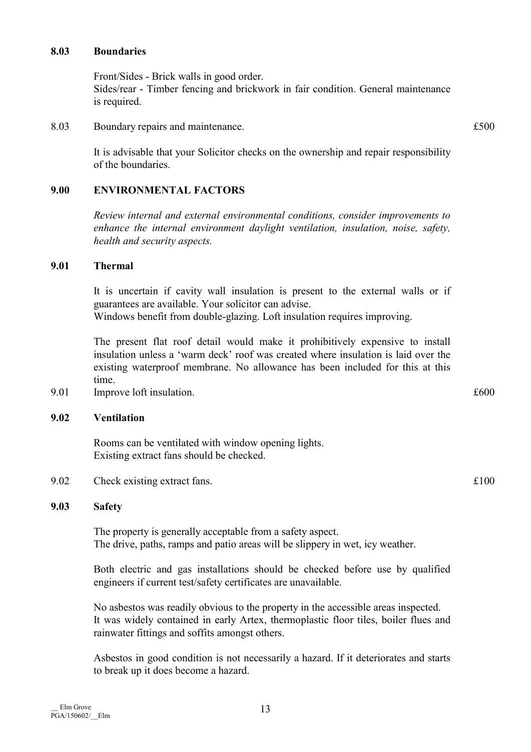**8.03 Boundaries**

Front/Sides - Brick walls in good order.
Sides/rear - Timber fencing and brickwork in fair condition. General maintenance is required.

| | | |
|---|---|---|
| 8.03 | Boundary repairs and maintenance. | £500 |

It is advisable that your Solicitor checks on the ownership and repair responsibility of the boundaries.

## 9.00 ENVIRONMENTAL FACTORS

*Review internal and external environmental conditions, consider improvements to enhance the internal environment daylight ventilation, insulation, noise, safety, health and security aspects.*

**9.01 Thermal**

It is uncertain if cavity wall insulation is present to the external walls or if guarantees are available. Your solicitor can advise.
Windows benefit from double-glazing. Loft insulation requires improving.

The present flat roof detail would make it prohibitively expensive to install insulation unless a 'warm deck' roof was created where insulation is laid over the existing waterproof membrane. No allowance has been included for this at this time.

| | | |
|---|---|---|
| 9.01 | Improve loft insulation. | £600 |

**9.02 Ventilation**

Rooms can be ventilated with window opening lights.
Existing extract fans should be checked.

| | | |
|---|---|---|
| 9.02 | Check existing extract fans. | £100 |

**9.03 Safety**

The property is generally acceptable from a safety aspect.
The drive, paths, ramps and patio areas will be slippery in wet, icy weather.

Both electric and gas installations should be checked before use by qualified engineers if current test/safety certificates are unavailable.

No asbestos was readily obvious to the property in the accessible areas inspected.
It was widely contained in early Artex, thermoplastic floor tiles, boiler flues and rainwater fittings and soffits amongst others.

Asbestos in good condition is not necessarily a hazard. If it deteriorates and starts to break up it does become a hazard.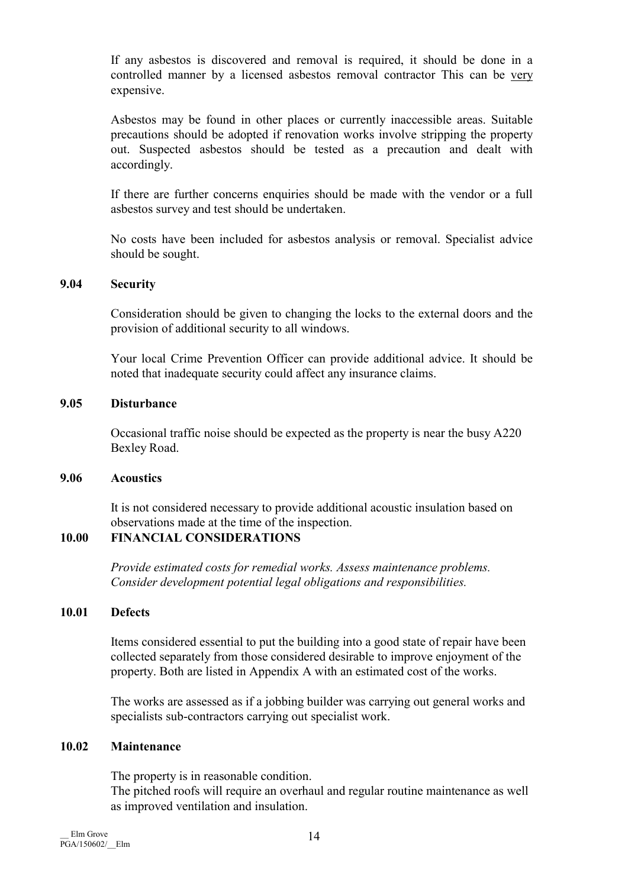If any asbestos is discovered and removal is required, it should be done in a controlled manner by a licensed asbestos removal contractor This can be very expensive.

Asbestos may be found in other places or currently inaccessible areas. Suitable precautions should be adopted if renovation works involve stripping the property out. Suspected asbestos should be tested as a precaution and dealt with accordingly.

If there are further concerns enquiries should be made with the vendor or a full asbestos survey and test should be undertaken.

No costs have been included for asbestos analysis or removal. Specialist advice should be sought.

### 9.04 Security

Consideration should be given to changing the locks to the external doors and the provision of additional security to all windows.

Your local Crime Prevention Officer can provide additional advice. It should be noted that inadequate security could affect any insurance claims.

### 9.05 Disturbance

Occasional traffic noise should be expected as the property is near the busy A220 Bexley Road.

### 9.06 Acoustics

It is not considered necessary to provide additional acoustic insulation based on observations made at the time of the inspection.

## 10.00 FINANCIAL CONSIDERATIONS

*Provide estimated costs for remedial works. Assess maintenance problems. Consider development potential legal obligations and responsibilities.*

### 10.01 Defects

Items considered essential to put the building into a good state of repair have been collected separately from those considered desirable to improve enjoyment of the property. Both are listed in Appendix A with an estimated cost of the works.

The works are assessed as if a jobbing builder was carrying out general works and specialists sub-contractors carrying out specialist work.

### 10.02 Maintenance

The property is in reasonable condition.
The pitched roofs will require an overhaul and regular routine maintenance as well as improved ventilation and insulation.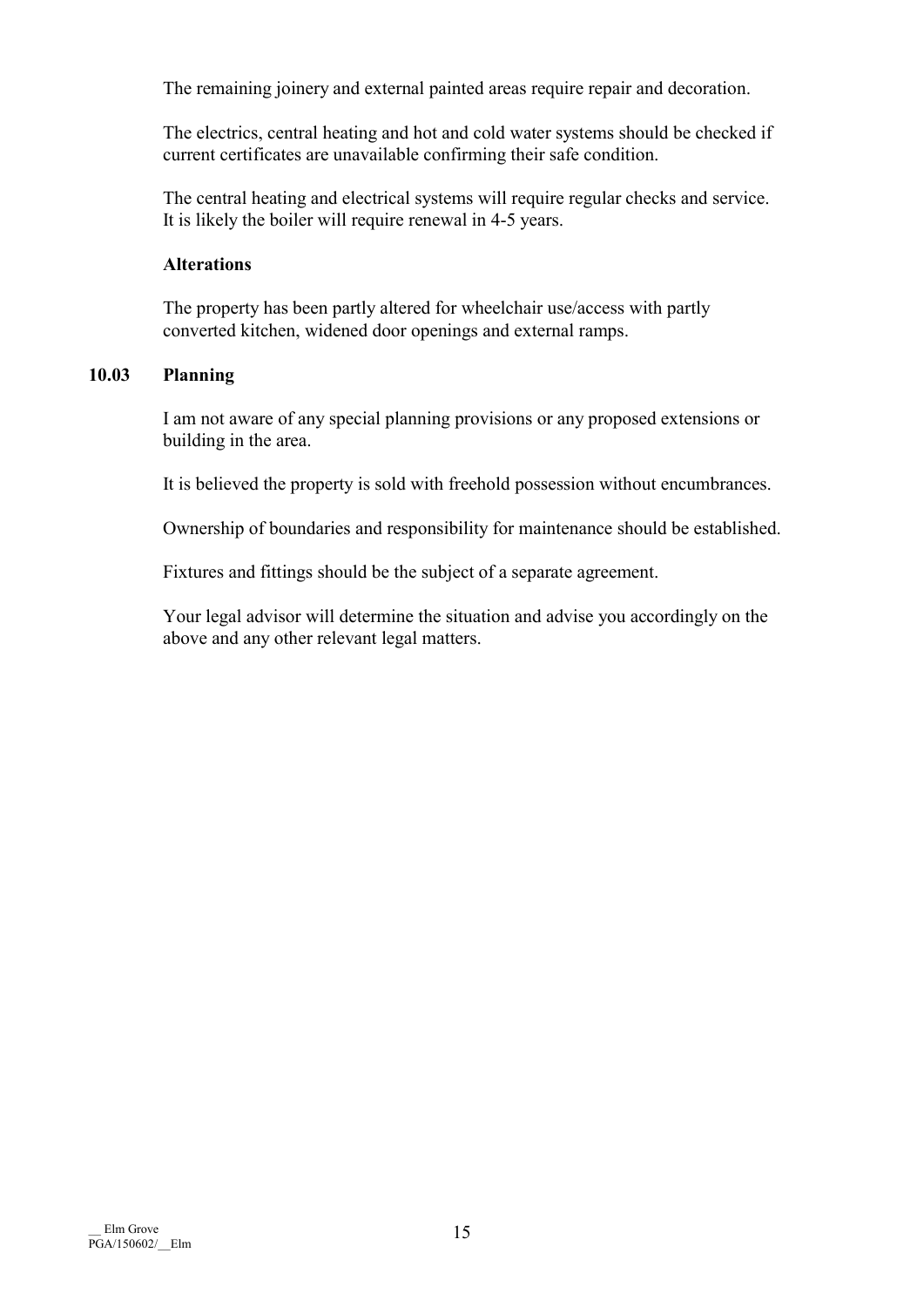The remaining joinery and external painted areas require repair and decoration.

The electrics, central heating and hot and cold water systems should be checked if current certificates are unavailable confirming their safe condition.

The central heating and electrical systems will require regular checks and service. It is likely the boiler will require renewal in 4-5 years.

**Alterations**

The property has been partly altered for wheelchair use/access with partly converted kitchen, widened door openings and external ramps.

### 10.03 Planning

I am not aware of any special planning provisions or any proposed extensions or building in the area.

It is believed the property is sold with freehold possession without encumbrances.

Ownership of boundaries and responsibility for maintenance should be established.

Fixtures and fittings should be the subject of a separate agreement.

Your legal advisor will determine the situation and advise you accordingly on the above and any other relevant legal matters.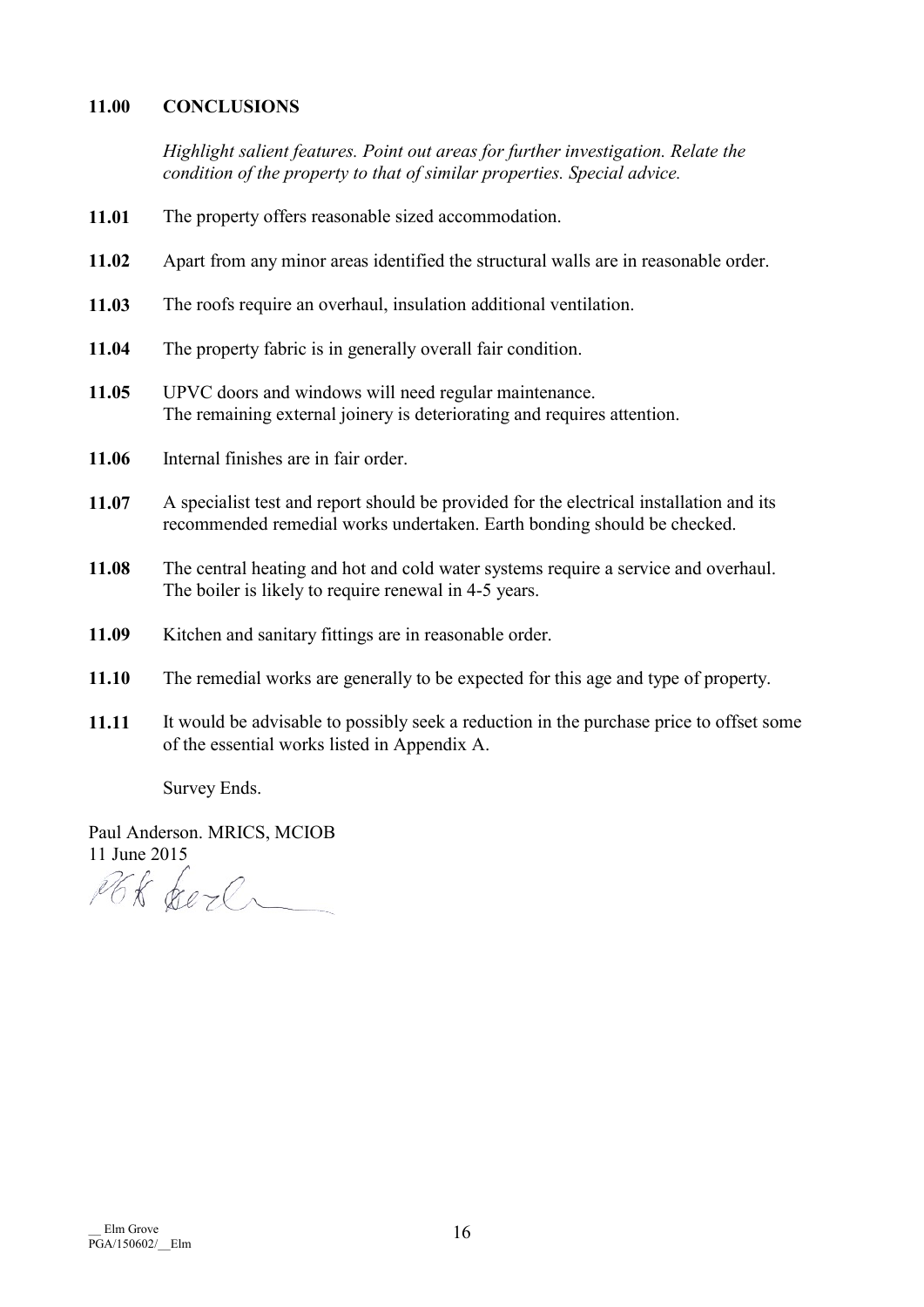## 11.00 CONCLUSIONS

*Highlight salient features. Point out areas for further investigation. Relate the condition of the property to that of similar properties. Special advice.*

**11.01** The property offers reasonable sized accommodation.

**11.02** Apart from any minor areas identified the structural walls are in reasonable order.

**11.03** The roofs require an overhaul, insulation additional ventilation.

**11.04** The property fabric is in generally overall fair condition.

**11.05** UPVC doors and windows will need regular maintenance.
The remaining external joinery is deteriorating and requires attention.

**11.06** Internal finishes are in fair order.

**11.07** A specialist test and report should be provided for the electrical installation and its recommended remedial works undertaken. Earth bonding should be checked.

**11.08** The central heating and hot and cold water systems require a service and overhaul.
The boiler is likely to require renewal in 4-5 years.

**11.09** Kitchen and sanitary fittings are in reasonable order.

**11.10** The remedial works are generally to be expected for this age and type of property.

**11.11** It would be advisable to possibly seek a reduction in the purchase price to offset some of the essential works listed in Appendix A.

Survey Ends.

Paul Anderson. MRICS, MCIOB
11 June 2015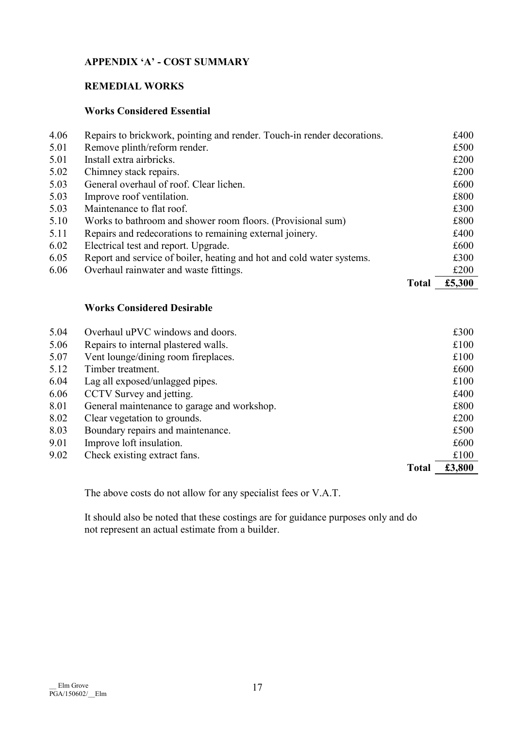## APPENDIX 'A' - COST SUMMARY

### REMEDIAL WORKS

#### Works Considered Essential

| | | |
|---|---|---|
| 4.06 | Repairs to brickwork, pointing and render. Touch-in render decorations. | £400 |
| 5.01 | Remove plinth/reform render. | £500 |
| 5.01 | Install extra airbricks. | £200 |
| 5.02 | Chimney stack repairs. | £200 |
| 5.03 | General overhaul of roof. Clear lichen. | £600 |
| 5.03 | Improve roof ventilation. | £800 |
| 5.03 | Maintenance to flat roof. | £300 |
| 5.10 | Works to bathroom and shower room floors. (Provisional sum) | £800 |
| 5.11 | Repairs and redecorations to remaining external joinery. | £400 |
| 6.02 | Electrical test and report. Upgrade. | £600 |
| 6.05 | Report and service of boiler, heating and hot and cold water systems. | £300 |
| 6.06 | Overhaul rainwater and waste fittings. | £200 |
| | **Total** | **£5,300** |

#### Works Considered Desirable

| | | |
|---|---|---|
| 5.04 | Overhaul uPVC windows and doors. | £300 |
| 5.06 | Repairs to internal plastered walls. | £100 |
| 5.07 | Vent lounge/dining room fireplaces. | £100 |
| 5.12 | Timber treatment. | £600 |
| 6.04 | Lag all exposed/unlagged pipes. | £100 |
| 6.06 | CCTV Survey and jetting. | £400 |
| 8.01 | General maintenance to garage and workshop. | £800 |
| 8.02 | Clear vegetation to grounds. | £200 |
| 8.03 | Boundary repairs and maintenance. | £500 |
| 9.01 | Improve loft insulation. | £600 |
| 9.02 | Check existing extract fans. | £100 |
| | **Total** | **£3,800** |

The above costs do not allow for any specialist fees or V.A.T.

It should also be noted that these costings are for guidance purposes only and do not represent an actual estimate from a builder.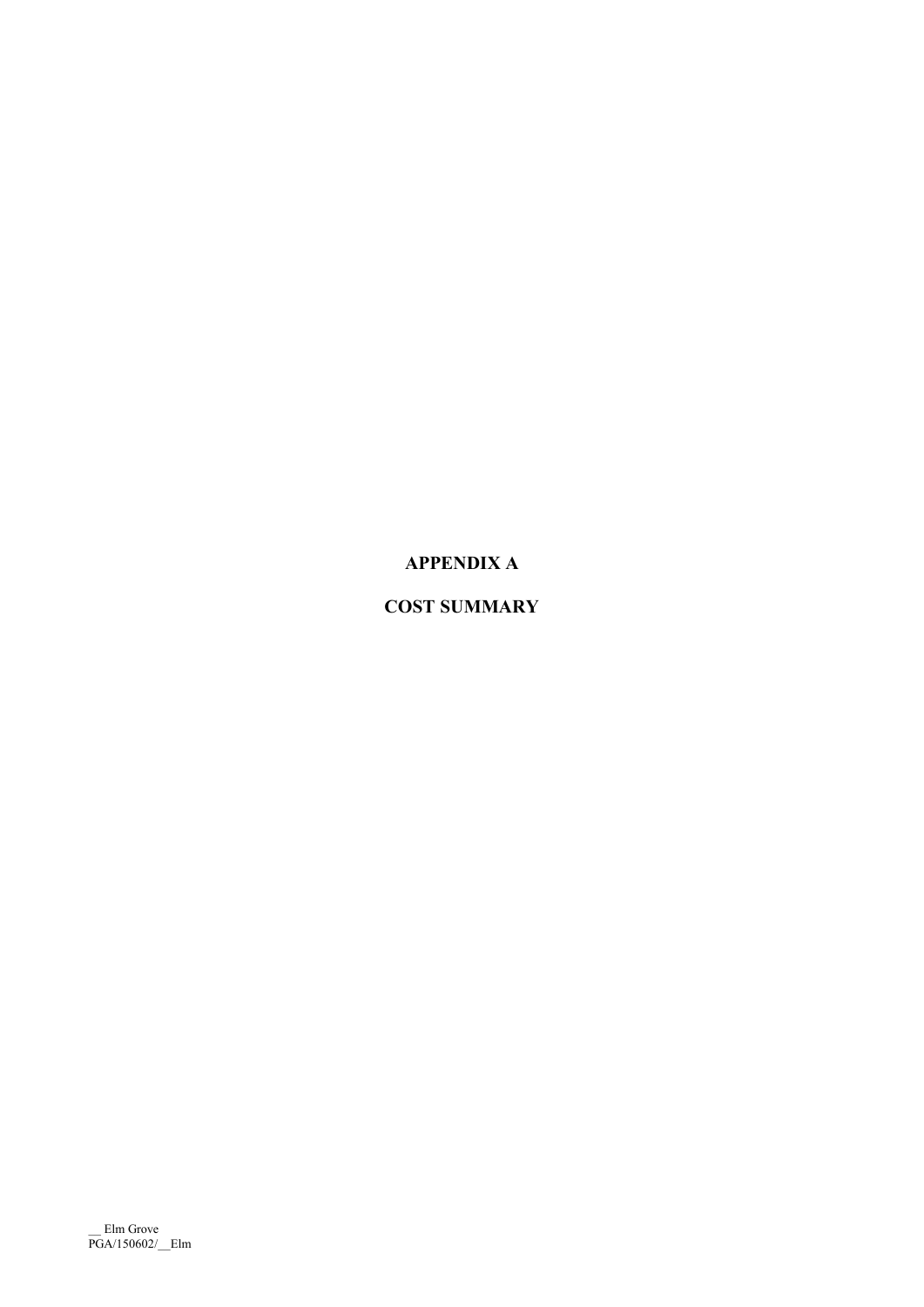# APPENDIX A

# COST SUMMARY